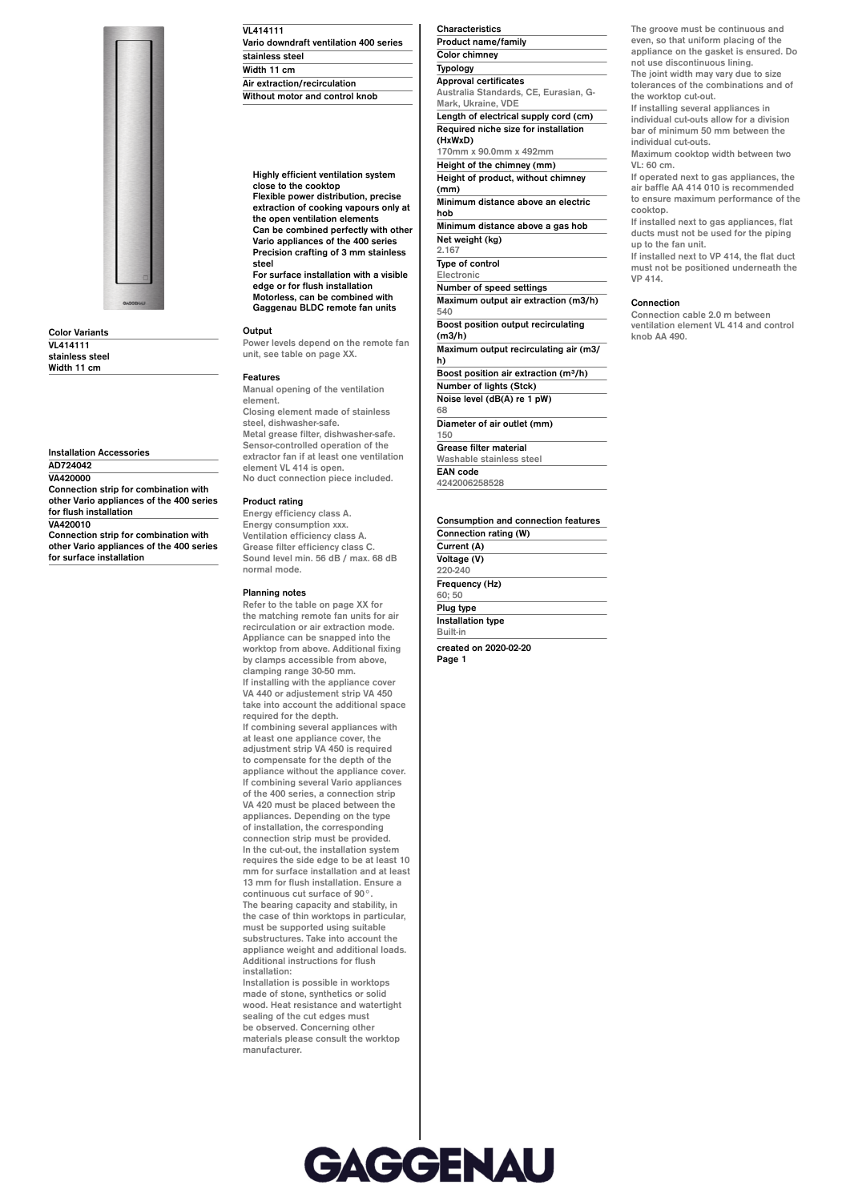VL414111

Vario downdraft ventilation 400 series

stainless steel

Width 11 cm

Air extraction/recirculation

Without motor and control knob

**Color Variants**

VL414111
stainless steel
Width 11 cm

**Installation Accessories**

AD724042

VA420000
Connection strip for combination with other Vario appliances of the 400 series for flush installation

VA420010
Connection strip for combination with other Vario appliances of the 400 series for surface installation

Highly efficient ventilation system close to the cooktop
Flexible power distribution, precise extraction of cooking vapours only at the open ventilation elements
Can be combined perfectly with other Vario appliances of the 400 series
Precision crafting of 3 mm stainless steel
For surface installation with a visible edge or for flush installation
Motorless, can be combined with Gaggenau BLDC remote fan units

### Output

Power levels depend on the remote fan unit, see table on page XX.

### Features

Manual opening of the ventilation element.
Closing element made of stainless steel, dishwasher-safe.
Metal grease filter, dishwasher-safe.
Sensor-controlled operation of the extractor fan if at least one ventilation element VL 414 is open.
No duct connection piece included.

### Product rating

Energy efficiency class A.
Energy consumption xxx.
Ventilation efficiency class A.
Grease filter efficiency class C.
Sound level min. 56 dB / max. 68 dB normal mode.

### Planning notes

Refer to the table on page XX for the matching remote fan units for air recirculation or air extraction mode.
Appliance can be snapped into the worktop from above. Additional fixing by clamps accessible from above, clamping range 30-50 mm.
If installing with the appliance cover VA 440 or adjustement strip VA 450 take into account the additional space required for the depth.
If combining several appliances with at least one appliance cover, the adjustment strip VA 450 is required to compensate for the depth of the appliance without the appliance cover.
If combining several Vario appliances of the 400 series, a connection strip VA 420 must be placed between the appliances. Depending on the type of installation, the corresponding connection strip must be provided.
In the cut-out, the installation system requires the side edge to be at least 10 mm for surface installation and at least 13 mm for flush installation. Ensure a continuous cut surface of 90°.
The bearing capacity and stability, in the case of thin worktops in particular, must be supported using suitable substructures. Take into account the appliance weight and additional loads.
Additional instructions for flush installation:
Installation is possible in worktops made of stone, synthetics or solid wood. Heat resistance and watertight sealing of the cut edges must be observed. Concerning other materials please consult the worktop manufacturer.

### Characteristics

| Characteristic | Value |
|---|---|
| Product name/family | |
| Color chimney | |
| Typology | |
| Approval certificates | Australia Standards, CE, Eurasian, G-Mark, Ukraine, VDE |
| Length of electrical supply cord (cm) | |
| Required niche size for installation (HxWxD) | 170mm x 90.0mm x 492mm |
| Height of the chimney (mm) | |
| Height of product, without chimney (mm) | |
| Minimum distance above an electric hob | |
| Minimum distance above a gas hob | |
| Net weight (kg) | 2.167 |
| Type of control | Electronic |
| Number of speed settings | |
| Maximum output air extraction (m3/h) | 540 |
| Boost position output recirculating (m3/h) | |
| Maximum output recirculating air (m3/h) | |
| Boost position air extraction (m³/h) | |
| Number of lights (Stck) | |
| Noise level (dB(A) re 1 pW) | 68 |
| Diameter of air outlet (mm) | 150 |
| Grease filter material | Washable stainless steel |
| EAN code | 4242006258528 |

### Consumption and connection features

| Feature | Value |
|---|---|
| Connection rating (W) | |
| Current (A) | |
| Voltage (V) | 220-240 |
| Frequency (Hz) | 60; 50 |
| Plug type | |
| Installation type | Built-in |

created on 2020-02-20

The groove must be continuous and even, so that uniform placing of the appliance on the gasket is ensured. Do not use discontinuous lining.
The joint width may vary due to size tolerances of the combinations and of the worktop cut-out.
If installing several appliances in individual cut-outs allow for a division bar of minimum 50 mm between the individual cut-outs.
Maximum cooktop width between two VL: 60 cm.
If operated next to gas appliances, the air baffle AA 414 010 is recommended to ensure maximum performance of the cooktop.
If installed next to gas appliances, flat ducts must not be used for the piping up to the fan unit.
If installed next to VP 414, the flat duct must not be positioned underneath the VP 414.

### Connection

Connection cable 2.0 m between ventilation element VL 414 and control knob AA 490.

GAGGENAU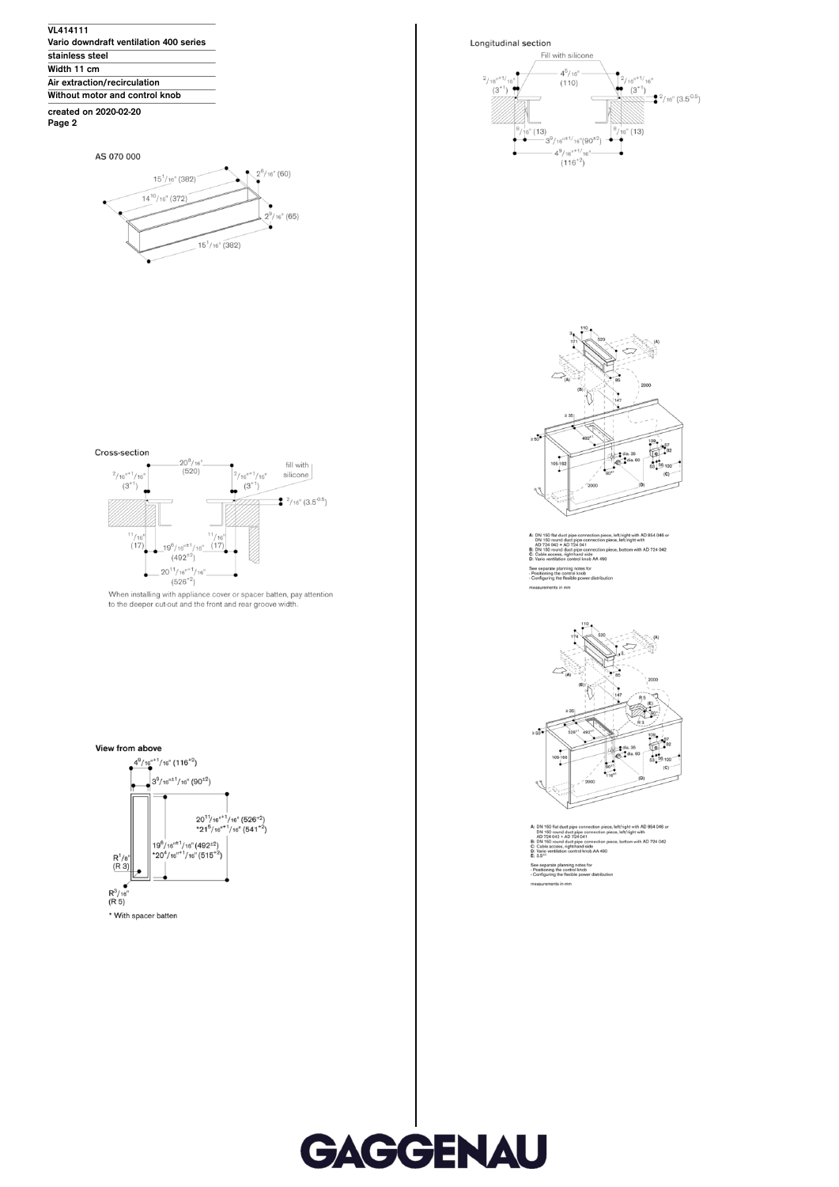VL414111
Vario downdraft ventilation 400 series
stainless steel
Width 11 cm
Air extraction/recirculation
Without motor and control knob

created on 2020-02-20

AS 070 000

15 1/16" (382)
14 10/16" (372)
2 6/16" (60)
2 9/16" (65)
15 1/16" (382)

Cross-section

20 8/16" (520)
2/16"+1/16" (3+1)
2/16"+1/16" (3+1)
fill with silicone
2/16" (3.5-0.5)
11/16" (17)
19 6/16"±1/16" (492±2)
11/16" (17)
20 11/16"+1/16" (526+2)

When installing with appliance cover or spacer batten, pay attention to the deeper cut-out and the front and rear groove width.

View from above

4 9/16"+1/16" (116+2)
3 9/16"±1/16" (90±2)
20 11/16"+1/16" (526+2)
*21 5/16"+1/16" (541+2)
19 6/16"±1/16" (492±2)
*20 4/16"+1/16" (515+2)
R 1/8" (R 3)
R 3/16" (R 5)

* With spacer batten

Longitudinal section

Fill with silicone
4 5/16" (110)
2/16"+1/16" (3+1)
2/16"+1/16" (3+1)
2/16" (3.5-0.5)
8/16" (13)
8/16" (13)
3 9/16"±1/16" (90±2)
4 9/16"+1/16" (116+2)

A: DN 150 flat duct pipe connection piece, left/right with AD 854 046 or DN 150 round duct pipe connection piece, left/right with AD 724 042 + AD 724 041
B: DN 150 round duct pipe connection piece, bottom with AD 724 042
C: Cable access, right-hand side
D: Vario ventilation control knob AA 490

See separate planning notes for
- Positioning the control knob
- Configuring the flexible power distribution

measurements in mm

A: DN 150 flat duct pipe connection piece, left/right with AD 854 046 or DN 150 round duct pipe connection piece, left/right with AD 724 042 + AD 724 041
B: DN 150 round duct pipe connection piece, bottom with AD 724 042
C: Cable access, right-hand side
D: Vario ventilation control knob AA 490
E: 3.5-0.5

See separate planning notes for
- Positioning the control knob
- Configuring the flexible power distribution

measurements in mm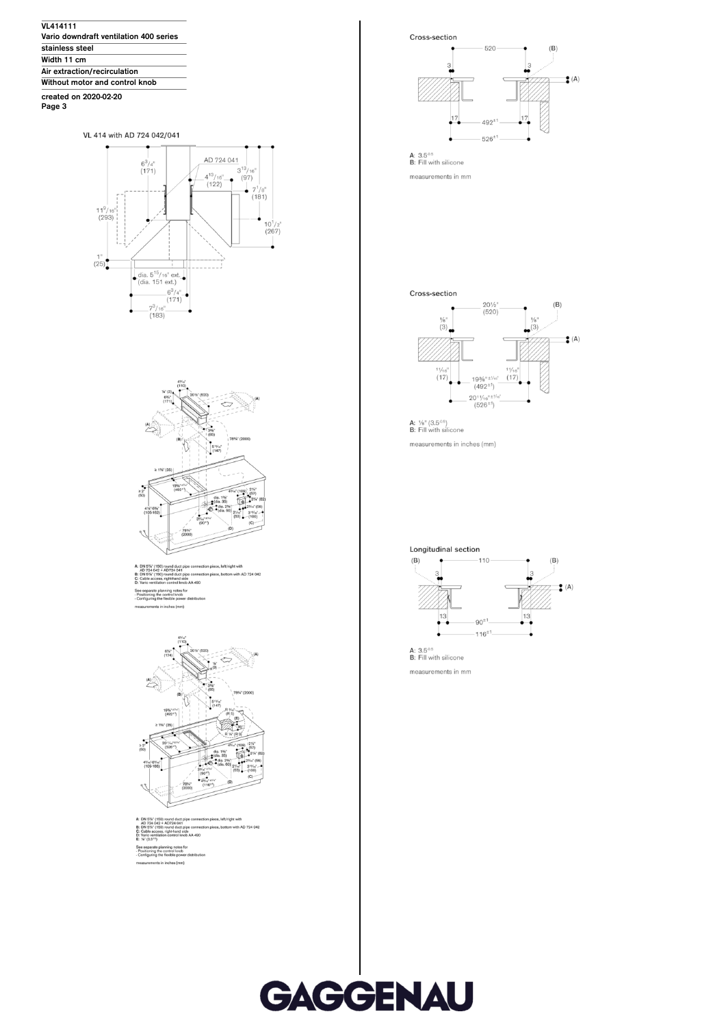**VL414111**
**Vario downdraft ventilation 400 series**
**stainless steel**
**Width 11 cm**
**Air extraction/recirculation**
**Without motor and control knob**

**created on 2020-02-20**
**Page 3**

VL 414 with AD 724 042/041

A: DN 5⅞" (150) round duct pipe connection piece, left/right with AD 724 042 + AD724 041
B: DN 5⅞" (150) round duct pipe connection piece, bottom with AD 724 042
C: Cable access, right-hand side
D: Vario ventilation control knob AA 490

See separate planning notes for
- Positioning the control knob
- Configuring the flexible power distribution

measurements in inches (mm)

A: DN 5⅞" (150) round duct pipe connection piece, left/right with AD 724 042 + AD724 041
B: DN 5⅞" (150) round duct pipe connection piece, bottom with AD 724 042
C: Cable access, right-hand side
D: Vario ventilation control knob AA 490
E: ⅛" (3.5$^{0.5}$)

See separate planning notes for
- Positioning the control knob
- Configuring the flexible power distribution

measurements in inches (mm)

Cross-section

A: 3.5$^{0.5}$
B: Fill with silicone

measurements in mm

Cross-section

A: ⅛" (3.5$^{0.5}$)
B: Fill with silicone

measurements in inches (mm)

Longitudinal section

A: 3.5$^{0.5}$
B: Fill with silicone

measurements in mm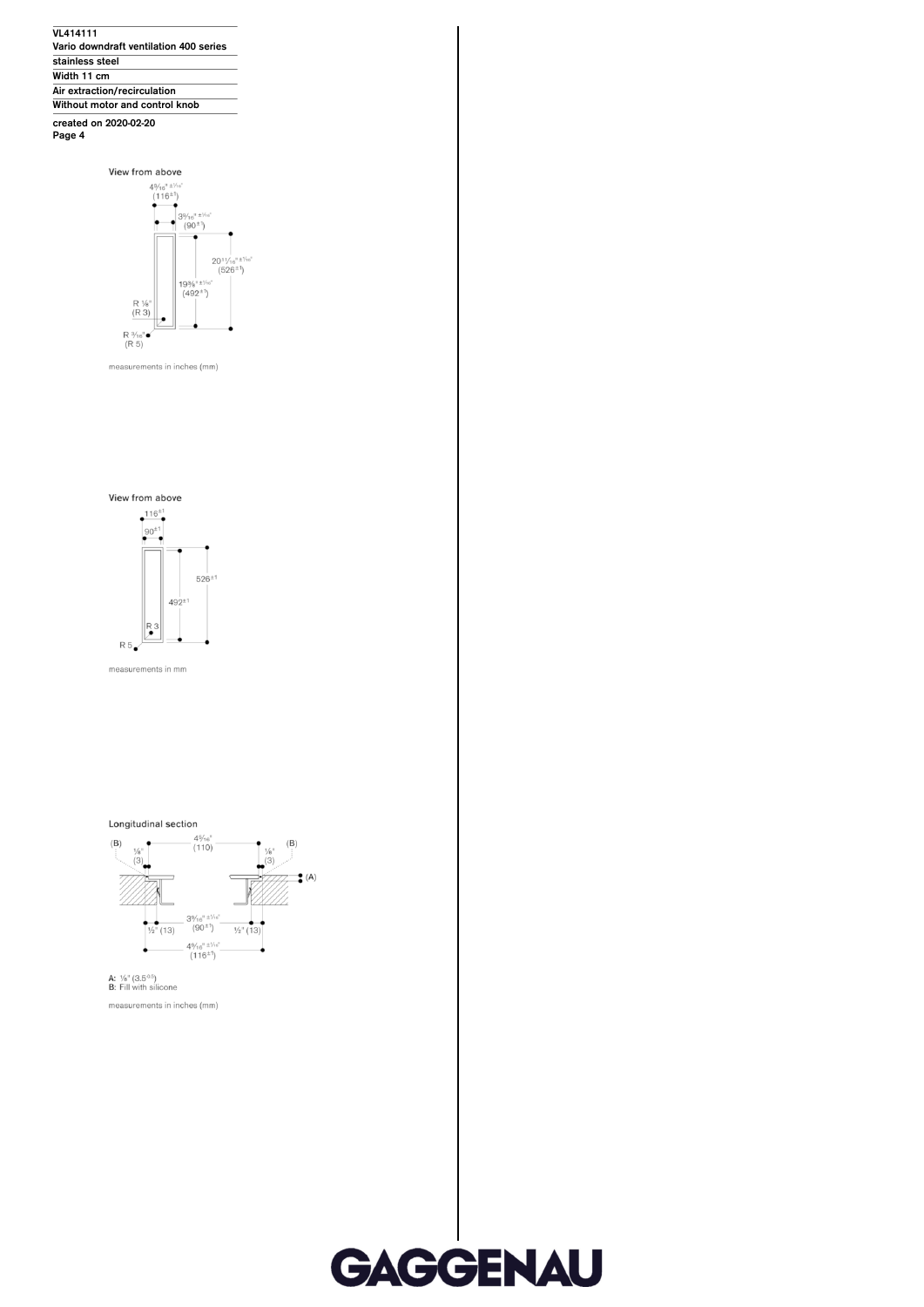View from above

4⁹⁄₁₆" ±¹⁄₁₆"
(116±1)
3⁹⁄₁₆" ±¹⁄₁₆"
(90±1)
20¹¹⁄₁₆" ±¹⁄₁₆"
(526±1)
19⅜" ±¹⁄₁₆"
(492±1)
R ⅛"
(R 3)
R ³⁄₁₆"
(R 5)

measurements in inches (mm)

View from above

116±1
90±1
526±1
492±1
R 3
R 5

measurements in mm

Longitudinal section

(B)
⅛"
(3)
4⁵⁄₁₆"
(110)
⅛"
(3)
(B)
(A)
3⁹⁄₁₆" ±¹⁄₁₆"
(90±1)
½" (13)
½" (13)
4⁹⁄₁₆" ±¹⁄₁₆"
(116±1)

**A:** ⅛" (3.5-0.5)
**B:** Fill with silicone

measurements in inches (mm)